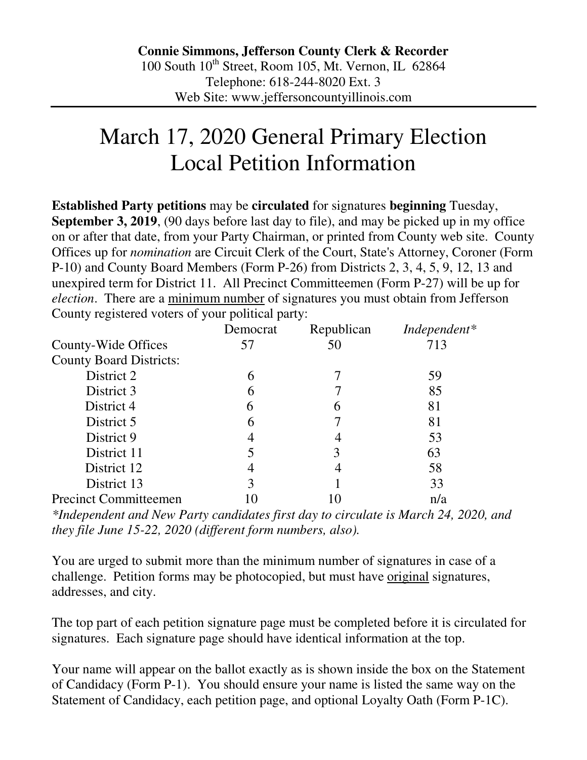**Connie Simmons, Jefferson County Clerk & Recorder**
100 South 10th Street, Room 105, Mt. Vernon, IL 62864
Telephone: 618-244-8020 Ext. 3
Web Site: www.jeffersoncountyillinois.com

# March 17, 2020 General Primary Election Local Petition Information

**Established Party petitions** may be **circulated** for signatures **beginning** Tuesday, **September 3, 2019**, (90 days before last day to file), and may be picked up in my office on or after that date, from your Party Chairman, or printed from County web site. County Offices up for *nomination* are Circuit Clerk of the Court, State's Attorney, Coroner (Form P-10) and County Board Members (Form P-26) from Districts 2, 3, 4, 5, 9, 12, 13 and unexpired term for District 11. All Precinct Committeemen (Form P-27) will be up for *election*. There are a minimum number of signatures you must obtain from Jefferson County registered voters of your political party:

| | Democrat | Republican | *Independent\** |
|---|---|---|---|
| County-Wide Offices | 57 | 50 | 713 |
| County Board Districts: | | | |
| District 2 | 6 | 7 | 59 |
| District 3 | 6 | 7 | 85 |
| District 4 | 6 | 6 | 81 |
| District 5 | 6 | 7 | 81 |
| District 9 | 4 | 4 | 53 |
| District 11 | 5 | 3 | 63 |
| District 12 | 4 | 4 | 58 |
| District 13 | 3 | 1 | 33 |
| Precinct Committeemen | 10 | 10 | n/a |

*\*Independent and New Party candidates first day to circulate is March 24, 2020, and they file June 15-22, 2020 (different form numbers, also).*

You are urged to submit more than the minimum number of signatures in case of a challenge. Petition forms may be photocopied, but must have original signatures, addresses, and city.

The top part of each petition signature page must be completed before it is circulated for signatures. Each signature page should have identical information at the top.

Your name will appear on the ballot exactly as is shown inside the box on the Statement of Candidacy (Form P-1). You should ensure your name is listed the same way on the Statement of Candidacy, each petition page, and optional Loyalty Oath (Form P-1C).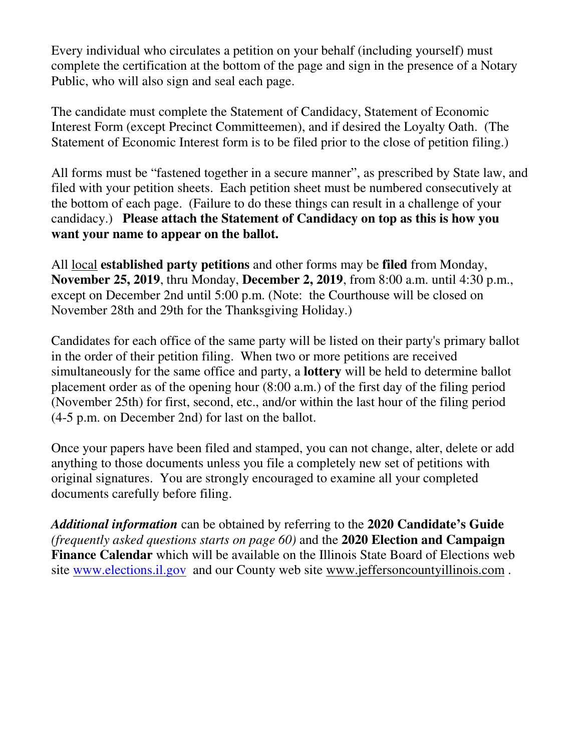Every individual who circulates a petition on your behalf (including yourself) must complete the certification at the bottom of the page and sign in the presence of a Notary Public, who will also sign and seal each page.

The candidate must complete the Statement of Candidacy, Statement of Economic Interest Form (except Precinct Committeemen), and if desired the Loyalty Oath. (The Statement of Economic Interest form is to be filed prior to the close of petition filing.)

All forms must be "fastened together in a secure manner", as prescribed by State law, and filed with your petition sheets. Each petition sheet must be numbered consecutively at the bottom of each page. (Failure to do these things can result in a challenge of your candidacy.) **Please attach the Statement of Candidacy on top as this is how you want your name to appear on the ballot.**

All local **established party petitions** and other forms may be **filed** from Monday, **November 25, 2019**, thru Monday, **December 2, 2019**, from 8:00 a.m. until 4:30 p.m., except on December 2nd until 5:00 p.m. (Note: the Courthouse will be closed on November 28th and 29th for the Thanksgiving Holiday.)

Candidates for each office of the same party will be listed on their party's primary ballot in the order of their petition filing. When two or more petitions are received simultaneously for the same office and party, a **lottery** will be held to determine ballot placement order as of the opening hour (8:00 a.m.) of the first day of the filing period (November 25th) for first, second, etc., and/or within the last hour of the filing period (4-5 p.m. on December 2nd) for last on the ballot.

Once your papers have been filed and stamped, you can not change, alter, delete or add anything to those documents unless you file a completely new set of petitions with original signatures. You are strongly encouraged to examine all your completed documents carefully before filing.

***Additional information*** can be obtained by referring to the **2020 Candidate's Guide** *(frequently asked questions starts on page 60)* and the **2020 Election and Campaign Finance Calendar** which will be available on the Illinois State Board of Elections web site www.elections.il.gov and our County web site www.jeffersoncountyillinois.com .